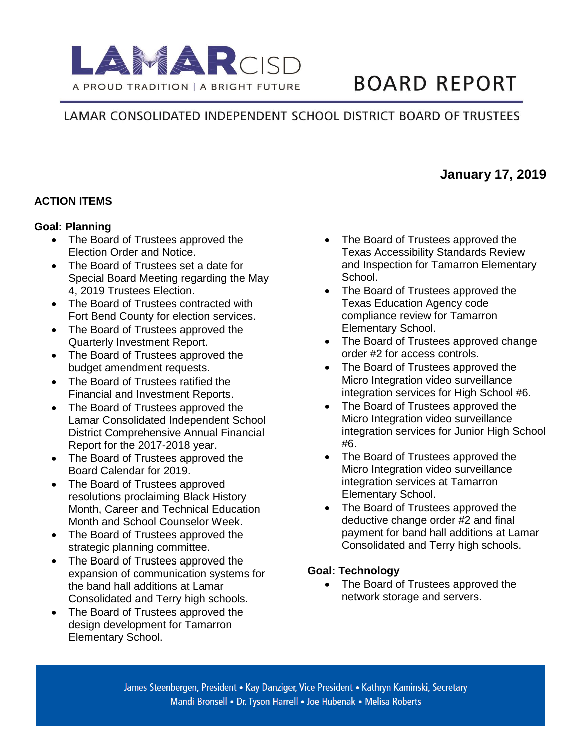# LAMAR CISD

A PROUD TRADITION | A BRIGHT FUTURE

# BOARD REPORT

## LAMAR CONSOLIDATED INDEPENDENT SCHOOL DISTRICT BOARD OF TRUSTEES

**January 17, 2019**

### ACTION ITEMS

**Goal: Planning**

- The Board of Trustees approved the Election Order and Notice.
- The Board of Trustees set a date for Special Board Meeting regarding the May 4, 2019 Trustees Election.
- The Board of Trustees contracted with Fort Bend County for election services.
- The Board of Trustees approved the Quarterly Investment Report.
- The Board of Trustees approved the budget amendment requests.
- The Board of Trustees ratified the Financial and Investment Reports.
- The Board of Trustees approved the Lamar Consolidated Independent School District Comprehensive Annual Financial Report for the 2017-2018 year.
- The Board of Trustees approved the Board Calendar for 2019.
- The Board of Trustees approved resolutions proclaiming Black History Month, Career and Technical Education Month and School Counselor Week.
- The Board of Trustees approved the strategic planning committee.
- The Board of Trustees approved the expansion of communication systems for the band hall additions at Lamar Consolidated and Terry high schools.
- The Board of Trustees approved the design development for Tamarron Elementary School.
- The Board of Trustees approved the Texas Accessibility Standards Review and Inspection for Tamarron Elementary School.
- The Board of Trustees approved the Texas Education Agency code compliance review for Tamarron Elementary School.
- The Board of Trustees approved change order #2 for access controls.
- The Board of Trustees approved the Micro Integration video surveillance integration services for High School #6.
- The Board of Trustees approved the Micro Integration video surveillance integration services for Junior High School #6.
- The Board of Trustees approved the Micro Integration video surveillance integration services at Tamarron Elementary School.
- The Board of Trustees approved the deductive change order #2 and final payment for band hall additions at Lamar Consolidated and Terry high schools.

**Goal: Technology**

- The Board of Trustees approved the network storage and servers.

James Steenbergen, President • Kay Danziger, Vice President • Kathryn Kaminski, Secretary
Mandi Bronsell • Dr. Tyson Harrell • Joe Hubenak • Melisa Roberts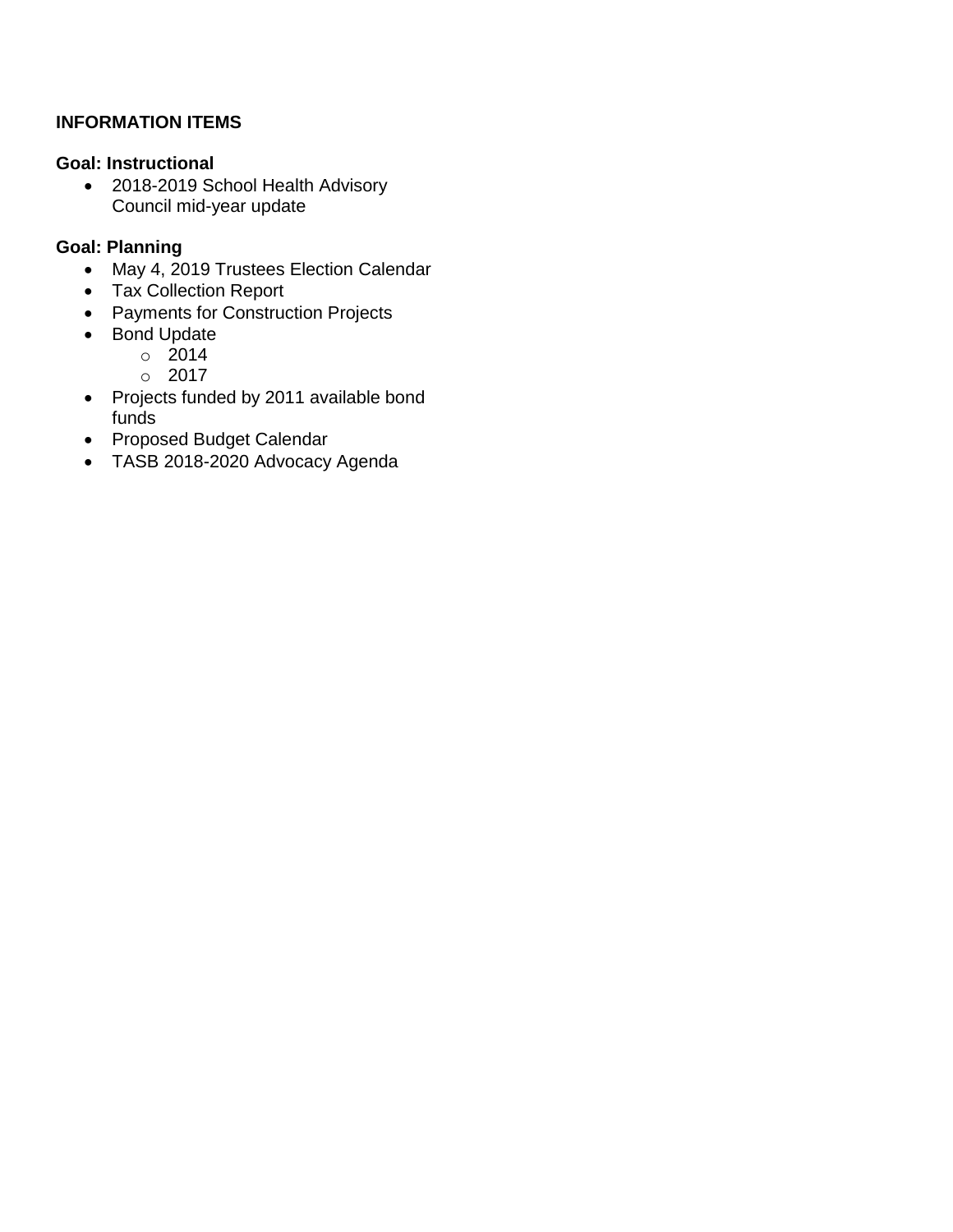**INFORMATION ITEMS**

**Goal: Instructional**

- 2018-2019 School Health Advisory Council mid-year update

**Goal: Planning**

- May 4, 2019 Trustees Election Calendar
- Tax Collection Report
- Payments for Construction Projects
- Bond Update
  - 2014
  - 2017
- Projects funded by 2011 available bond funds
- Proposed Budget Calendar
- TASB 2018-2020 Advocacy Agenda